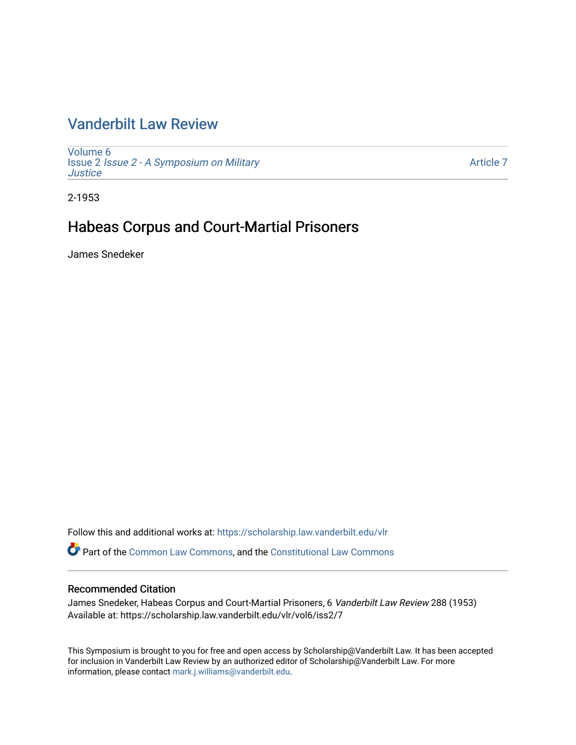# Vanderbilt Law Review

Volume 6
Issue 2 *Issue 2 - A Symposium on Military Justice*

Article 7

2-1953

## Habeas Corpus and Court-Martial Prisoners

James Snedeker

Follow this and additional works at: https://scholarship.law.vanderbilt.edu/vlr

Part of the Common Law Commons, and the Constitutional Law Commons

### Recommended Citation

James Snedeker, Habeas Corpus and Court-Martial Prisoners, 6 *Vanderbilt Law Review* 288 (1953)
Available at: https://scholarship.law.vanderbilt.edu/vlr/vol6/iss2/7

This Symposium is brought to you for free and open access by Scholarship@Vanderbilt Law. It has been accepted for inclusion in Vanderbilt Law Review by an authorized editor of Scholarship@Vanderbilt Law. For more information, please contact mark.j.williams@vanderbilt.edu.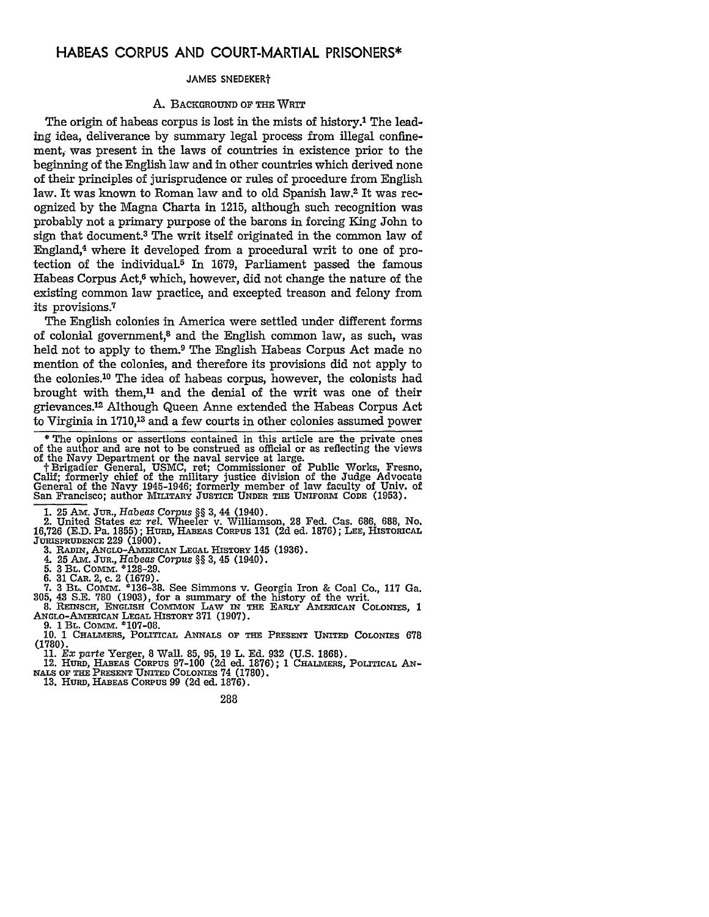# HABEAS CORPUS AND COURT-MARTIAL PRISONERS*

JAMES SNEDEKER†

## A. BACKGROUND OF THE WRIT

The origin of habeas corpus is lost in the mists of history.[1] The leading idea, deliverance by summary legal process from illegal confinement, was present in the laws of countries in existence prior to the beginning of the English law and in other countries which derived none of their principles of jurisprudence or rules of procedure from English law. It was known to Roman law and to old Spanish law.[2] It was recognized by the Magna Charta in 1215, although such recognition was probably not a primary purpose of the barons in forcing King John to sign that document.[3] The writ itself originated in the common law of England,[4] where it developed from a procedural writ to one of protection of the individual.[5] In 1679, Parliament passed the famous Habeas Corpus Act,[6] which, however, did not change the nature of the existing common law practice, and excepted treason and felony from its provisions.[7]

The English colonies in America were settled under different forms of colonial government,[8] and the English common law, as such, was held not to apply to them.[9] The English Habeas Corpus Act made no mention of the colonies, and therefore its provisions did not apply to the colonies.[10] The idea of habeas corpus, however, the colonists had brought with them,[11] and the denial of the writ was one of their grievances.[12] Although Queen Anne extended the Habeas Corpus Act to Virginia in 1710,[13] and a few courts in other colonies assumed power

---

\* The opinions or assertions contained in this article are the private ones of the author and are not to be construed as official or as reflecting the views of the Navy Department or the naval service at large.

† Brigadier General, USMC, ret; Commissioner of Public Works, Fresno, Calif; formerly chief of the military justice division of the Judge Advocate General of the Navy 1945-1946; formerly member of law faculty of Univ. of San Francisco; author MILITARY JUSTICE UNDER THE UNIFORM CODE (1953).

1. 25 AM. JUR., *Habeas Corpus* §§ 3, 44 (1940).
2. United States *ex rel.* Wheeler v. Williamson, 28 Fed. Cas. 686, 688, No. 16,726 (E.D. Pa. 1855); HURD, HABEAS CORPUS 131 (2d ed. 1876); LEE, HISTORICAL JURISPRUDENCE 229 (1900).
3. RADIN, ANGLO-AMERICAN LEGAL HISTORY 145 (1936).
4. 25 AM. JUR., *Habeas Corpus* §§ 3, 45 (1940).
5. 3 BL. COMM. *128-29.
6. 31 CAR. 2, c. 2 (1679).
7. 3 BL. COMM. *136-38. See Simmons v. Georgia Iron & Coal Co., 117 Ga. 305, 43 S.E. 780 (1903), for a summary of the history of the writ.
8. REINSCH, ENGLISH COMMON LAW IN THE EARLY AMERICAN COLONIES, 1 ANGLO-AMERICAN LEGAL HISTORY 371 (1907).
9. 1 BL. COMM. *107-08.
10. 1 CHALMERS, POLITICAL ANNALS OF THE PRESENT UNITED COLONIES 678 (1780).
11. *Ex parte* Yerger, 8 Wall. 85, 95, 19 L. Ed. 932 (U.S. 1868).
12. HURD, HABEAS CORPUS 97-100 (2d ed. 1876); 1 CHALMERS, POLITICAL ANNALS OF THE PRESENT UNITED COLONIES 74 (1780).
13. HURD, HABEAS CORPUS 99 (2d ed. 1876).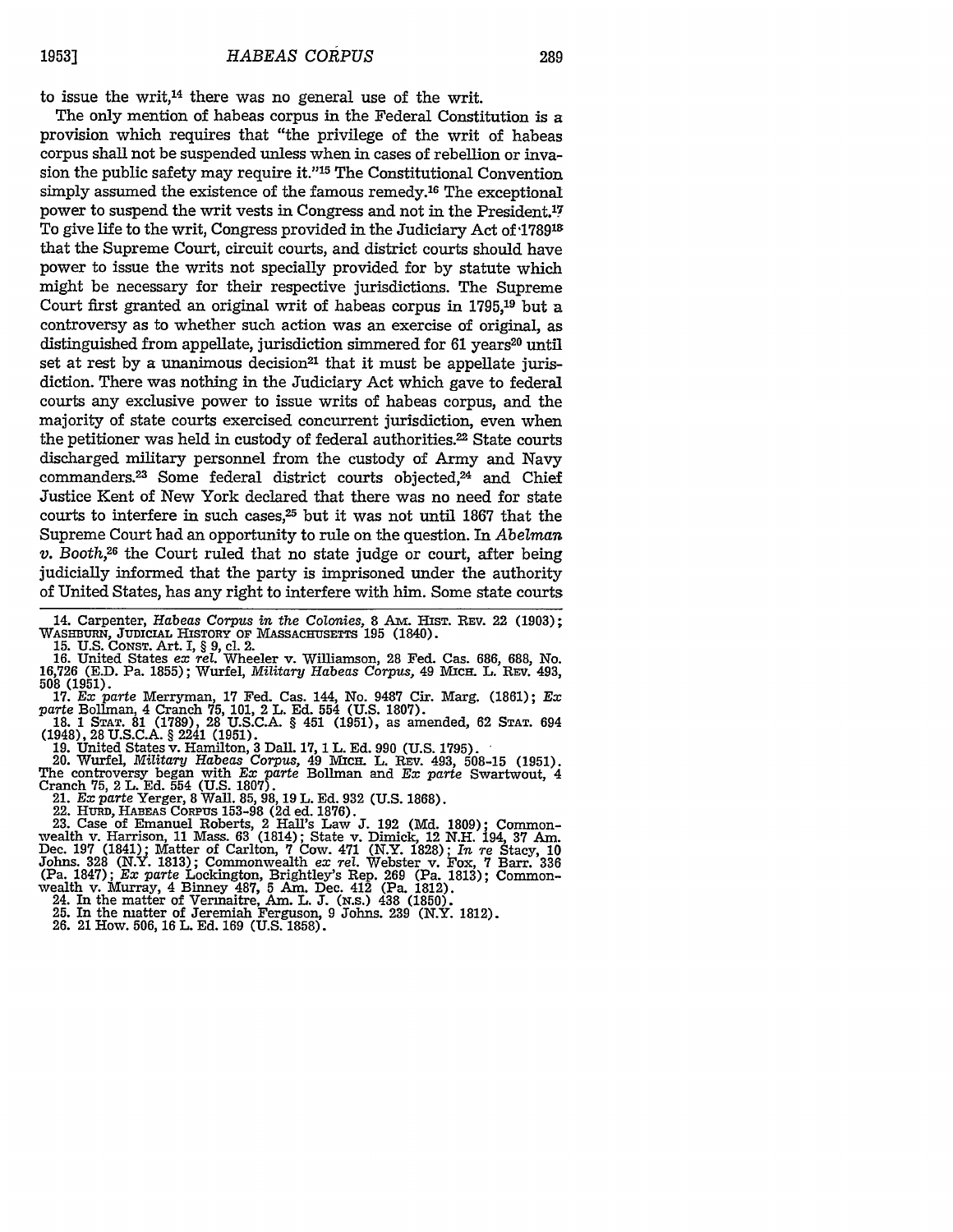to issue the writ,[14] there was no general use of the writ.

The only mention of habeas corpus in the Federal Constitution is a provision which requires that "the privilege of the writ of habeas corpus shall not be suspended unless when in cases of rebellion or invasion the public safety may require it."[15] The Constitutional Convention simply assumed the existence of the famous remedy.[16] The exceptional power to suspend the writ vests in Congress and not in the President.[17] To give life to the writ, Congress provided in the Judiciary Act of 1789[18] that the Supreme Court, circuit courts, and district courts should have power to issue the writs not specially provided for by statute which might be necessary for their respective jurisdictions. The Supreme Court first granted an original writ of habeas corpus in 1795,[19] but a controversy as to whether such action was an exercise of original, as distinguished from appellate, jurisdiction simmered for 61 years[20] until set at rest by a unanimous decision[21] that it must be appellate jurisdiction. There was nothing in the Judiciary Act which gave to federal courts any exclusive power to issue writs of habeas corpus, and the majority of state courts exercised concurrent jurisdiction, even when the petitioner was held in custody of federal authorities.[22] State courts discharged military personnel from the custody of Army and Navy commanders.[23] Some federal district courts objected,[24] and Chief Justice Kent of New York declared that there was no need for state courts to interfere in such cases,[25] but it was not until 1867 that the Supreme Court had an opportunity to rule on the question. In *Abelman v. Booth*,[26] the Court ruled that no state judge or court, after being judicially informed that the party is imprisoned under the authority of United States, has any right to interfere with him. Some state courts

---

14. Carpenter, *Habeas Corpus in the Colonies*, 8 AM. HIST. REV. 22 (1903); WASHBURN, JUDICIAL HISTORY OF MASSACHUSETTS 195 (1840).
15. U.S. CONST. Art. I, § 9, cl. 2.
16. United States *ex rel.* Wheeler v. Williamson, 28 Fed. Cas. 686, 688, No. 16,726 (E.D. Pa. 1855); Wurfel, *Military Habeas Corpus*, 49 MICH. L. REV. 493, 508 (1951).
17. *Ex parte* Merryman, 17 Fed. Cas. 144, No. 9487 Cir. Marg. (1861); *Ex parte* Bollman, 4 Cranch 75, 101, 2 L. Ed. 554 (U.S. 1807).
18. 1 STAT. 81 (1789), 28 U.S.C.A. § 451 (1951), as amended, 62 STAT. 694 (1948), 28 U.S.C.A. § 2241 (1951).
19. United States v. Hamilton, 3 Dall. 17, 1 L. Ed. 990 (U.S. 1795).
20. Wurfel, *Military Habeas Corpus*, 49 MICH. L. REV. 493, 508-15 (1951). The controversy began with *Ex parte* Bollman and *Ex parte* Swartwout, 4 Cranch 75, 2 L. Ed. 554 (U.S. 1807).
21. *Ex parte* Yerger, 8 Wall. 85, 98, 19 L. Ed. 932 (U.S. 1868).
22. HURD, HABEAS CORPUS 153-98 (2d ed. 1876).
23. Case of Emanuel Roberts, 2 Hall's Law J. 192 (Md. 1809); Commonwealth v. Harrison, 11 Mass. 63 (1814); State v. Dimick, 12 N.H. 194, 37 Am. Dec. 197 (1841); Matter of Carlton, 7 Cow. 471 (N.Y. 1828); *In re* Stacy, 10 Johns. 328 (N.Y. 1813); Commonwealth *ex rel.* Webster v. Fox, 7 Barr. 336 (Pa. 1847); *Ex parte* Lockington, Brightley's Rep. 269 (Pa. 1813); Commonwealth v. Murray, 4 Binney 487, 5 Am. Dec. 412 (Pa. 1812).
24. In the matter of Vermaitre, Am. L. J. (N.S.) 438 (1850).
25. In the matter of Jeremiah Ferguson, 9 Johns. 239 (N.Y. 1812).
26. 21 How. 506, 16 L. Ed. 169 (U.S. 1858).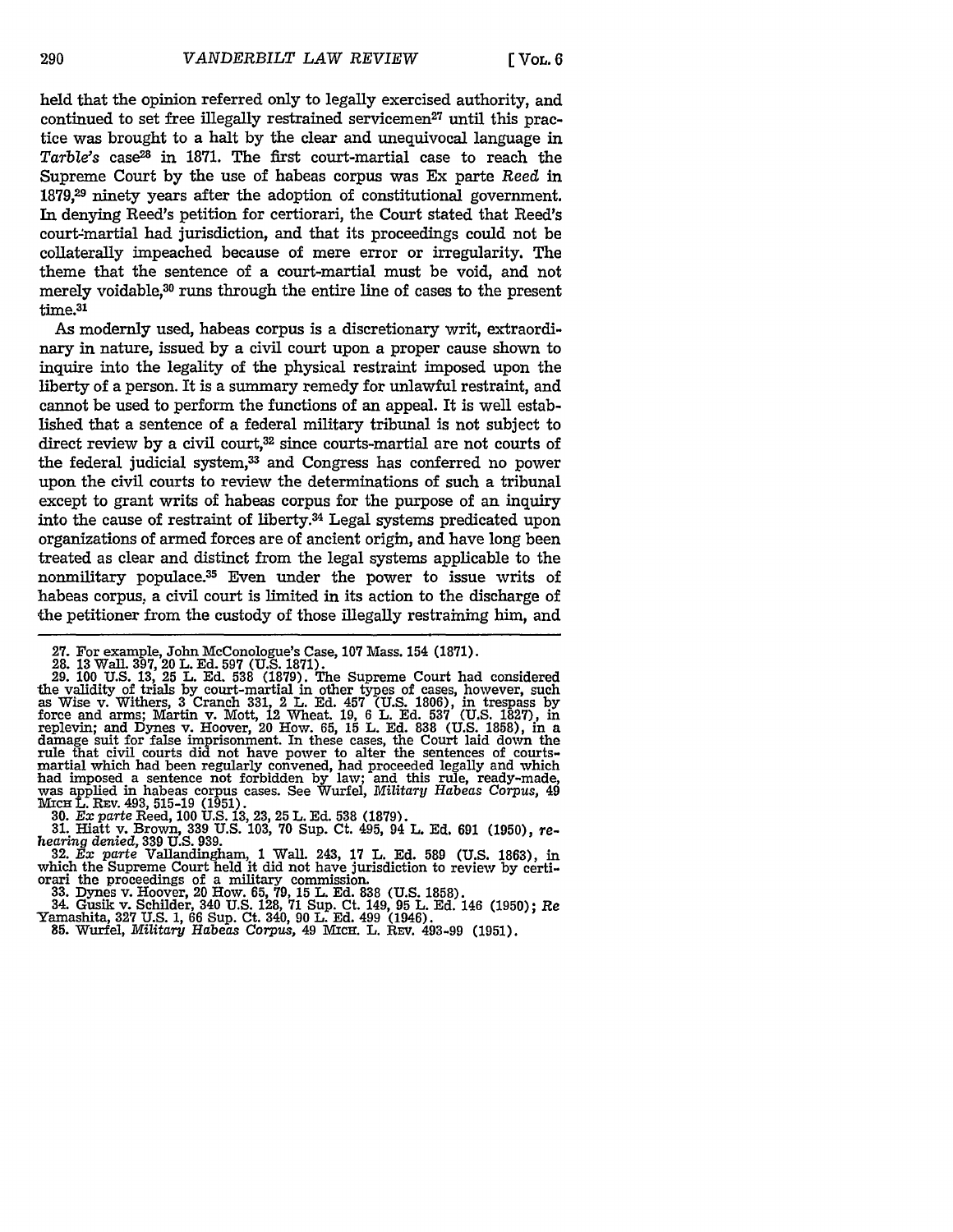held that the opinion referred only to legally exercised authority, and continued to set free illegally restrained servicemen[27] until this practice was brought to a halt by the clear and unequivocal language in *Tarble's* case[28] in 1871. The first court-martial case to reach the Supreme Court by the use of habeas corpus was Ex parte *Reed* in 1879,[29] ninety years after the adoption of constitutional government. In denying Reed's petition for certiorari, the Court stated that Reed's court-martial had jurisdiction, and that its proceedings could not be collaterally impeached because of mere error or irregularity. The theme that the sentence of a court-martial must be void, and not merely voidable,[30] runs through the entire line of cases to the present time.[31]

As modernly used, habeas corpus is a discretionary writ, extraordinary in nature, issued by a civil court upon a proper cause shown to inquire into the legality of the physical restraint imposed upon the liberty of a person. It is a summary remedy for unlawful restraint, and cannot be used to perform the functions of an appeal. It is well established that a sentence of a federal military tribunal is not subject to direct review by a civil court,[32] since courts-martial are not courts of the federal judicial system,[33] and Congress has conferred no power upon the civil courts to review the determinations of such a tribunal except to grant writs of habeas corpus for the purpose of an inquiry into the cause of restraint of liberty.[34] Legal systems predicated upon organizations of armed forces are of ancient origin, and have long been treated as clear and distinct from the legal systems applicable to the nonmilitary populace.[35] Even under the power to issue writs of habeas corpus, a civil court is limited in its action to the discharge of the petitioner from the custody of those illegally restraining him, and

---

27. For example, John McConologue's Case, 107 Mass. 154 (1871).
28. 13 Wall. 397, 20 L. Ed. 597 (U.S. 1871).
29. 100 U.S. 13, 25 L. Ed. 538 (1879). The Supreme Court had considered the validity of trials by court-martial in other types of cases, however, such as Wise v. Withers, 3 Cranch 331, 2 L. Ed. 457 (U.S. 1806), in trespass by force and arms; Martin v. Mott, 12 Wheat. 19, 6 L. Ed. 537 (U.S. 1827), in replevin; and Dynes v. Hoover, 20 How. 65, 15 L. Ed. 838 (U.S. 1858), in a damage suit for false imprisonment. In these cases, the Court laid down the rule that civil courts did not have power to alter the sentences of courts-martial which had been regularly convened, had proceeded legally and which had imposed a sentence not forbidden by law; and this rule, ready-made, was applied in habeas corpus cases. See Wurfel, *Military Habeas Corpus*, 49 Mich L. Rev. 493, 515-19 (1951).
30. *Ex parte* Reed, 100 U.S. 13, 23, 25 L. Ed. 538 (1879).
31. Hiatt v. Brown, 339 U.S. 103, 70 Sup. Ct. 495, 94 L. Ed. 691 (1950), *rehearing denied*, 339 U.S. 939.
32. *Ex parte* Vallandingham, 1 Wall. 243, 17 L. Ed. 589 (U.S. 1863), in which the Supreme Court held it did not have jurisdiction to review by certiorari the proceedings of a military commission.
33. Dynes v. Hoover, 20 How. 65, 79, 15 L. Ed. 838 (U.S. 1858).
34. Gusik v. Schilder, 340 U.S. 128, 71 Sup. Ct. 149, 95 L. Ed. 146 (1950); *Re* Yamashita, 327 U.S. 1, 66 Sup. Ct. 340, 90 L. Ed. 499 (1946).
35. Wurfel, *Military Habeas Corpus*, 49 Mich. L. Rev. 493-99 (1951).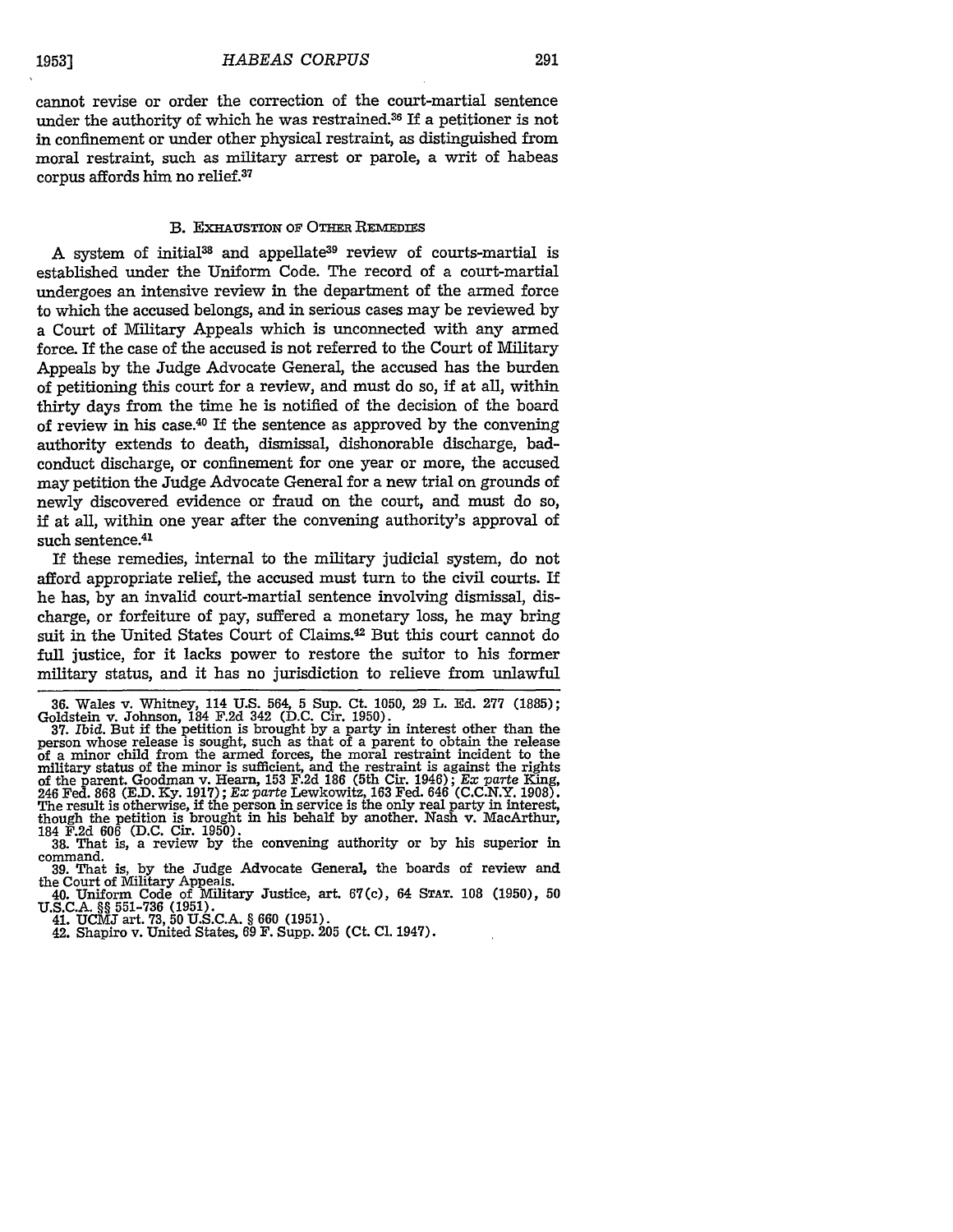cannot revise or order the correction of the court-martial sentence under the authority of which he was restrained.[36] If a petitioner is not in confinement or under other physical restraint, as distinguished from moral restraint, such as military arrest or parole, a writ of habeas corpus affords him no relief.[37]

### B. Exhaustion of Other Remedies

A system of initial[38] and appellate[39] review of courts-martial is established under the Uniform Code. The record of a court-martial undergoes an intensive review in the department of the armed force to which the accused belongs, and in serious cases may be reviewed by a Court of Military Appeals which is unconnected with any armed force. If the case of the accused is not referred to the Court of Military Appeals by the Judge Advocate General, the accused has the burden of petitioning this court for a review, and must do so, if at all, within thirty days from the time he is notified of the decision of the board of review in his case.[40] If the sentence as approved by the convening authority extends to death, dismissal, dishonorable discharge, bad-conduct discharge, or confinement for one year or more, the accused may petition the Judge Advocate General for a new trial on grounds of newly discovered evidence or fraud on the court, and must do so, if at all, within one year after the convening authority's approval of such sentence.[41]

If these remedies, internal to the military judicial system, do not afford appropriate relief, the accused must turn to the civil courts. If he has, by an invalid court-martial sentence involving dismissal, discharge, or forfeiture of pay, suffered a monetary loss, he may bring suit in the United States Court of Claims.[42] But this court cannot do full justice, for it lacks power to restore the suitor to his former military status, and it has no jurisdiction to relieve from unlawful

36. Wales v. Whitney, 114 U.S. 564, 5 Sup. Ct. 1050, 29 L. Ed. 277 (1885); Goldstein v. Johnson, 184 F.2d 342 (D.C. Cir. 1950).

37. *Ibid.* But if the petition is brought by a party in interest other than the person whose release is sought, such as that of a parent to obtain the release of a minor child from the armed forces, the moral restraint incident to the military status of the minor is sufficient, and the restraint is against the rights of the parent. Goodman v. Hearn, 153 F.2d 186 (5th Cir. 1946); *Ex parte* King, 246 Fed. 868 (E.D. Ky. 1917); *Ex parte* Lewkowitz, 163 Fed. 646 (C.C.N.Y. 1908). The result is otherwise, if the person in service is the only real party in interest, though the petition is brought in his behalf by another. Nash v. MacArthur, 184 F.2d 606 (D.C. Cir. 1950).

38. That is, a review by the convening authority or by his superior in command.

39. That is, by the Judge Advocate General, the boards of review and the Court of Military Appeals.

40. Uniform Code of Military Justice, art. 67(c), 64 Stat. 108 (1950), 50 U.S.C.A. §§ 551-736 (1951).

41. UCMJ art. 73, 50 U.S.C.A. § 660 (1951).

42. Shapiro v. United States, 69 F. Supp. 205 (Ct. Cl. 1947).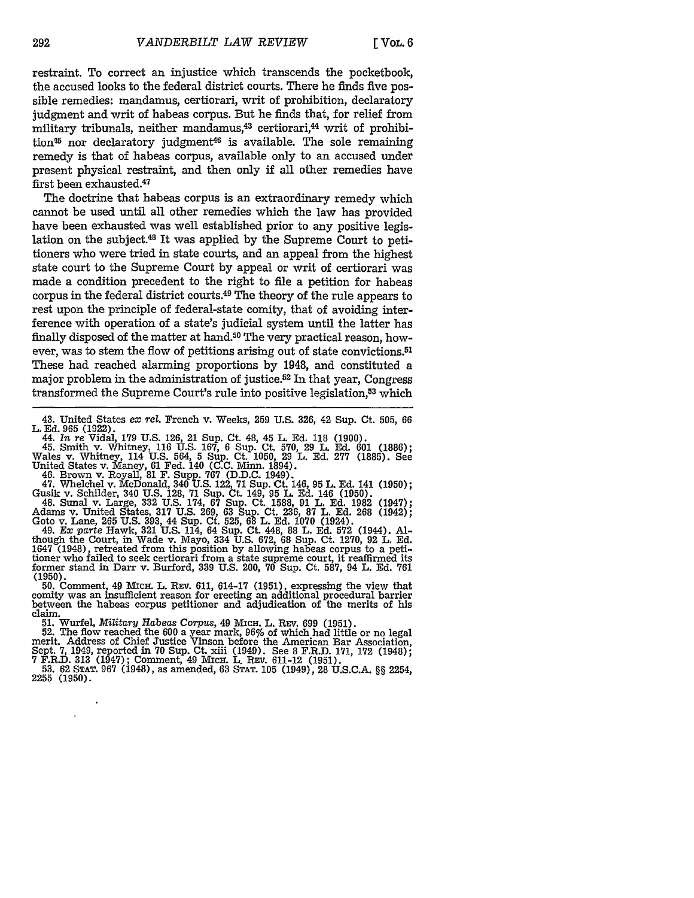restraint. To correct an injustice which transcends the pocketbook, the accused looks to the federal district courts. There he finds five possible remedies: mandamus, certiorari, writ of prohibition, declaratory judgment and writ of habeas corpus. But he finds that, for relief from military tribunals, neither mandamus,[43] certiorari,[44] writ of prohibition[45] nor declaratory judgment[46] is available. The sole remaining remedy is that of habeas corpus, available only to an accused under present physical restraint, and then only if all other remedies have first been exhausted.[47]

The doctrine that habeas corpus is an extraordinary remedy which cannot be used until all other remedies which the law has provided have been exhausted was well established prior to any positive legislation on the subject.[48] It was applied by the Supreme Court to petitioners who were tried in state courts, and an appeal from the highest state court to the Supreme Court by appeal or writ of certiorari was made a condition precedent to the right to file a petition for habeas corpus in the federal district courts.[49] The theory of the rule appears to rest upon the principle of federal-state comity, that of avoiding interference with operation of a state's judicial system until the latter has finally disposed of the matter at hand.[50] The very practical reason, however, was to stem the flow of petitions arising out of state convictions.[51] These had reached alarming proportions by 1948, and constituted a major problem in the administration of justice.[52] In that year, Congress transformed the Supreme Court's rule into positive legislation,[53] which

---

43. United States *ex rel.* French v. Weeks, 259 U.S. 326, 42 Sup. Ct. 505, 66 L. Ed. 965 (1922).

44. *In re* Vidal, 179 U.S. 126, 21 Sup. Ct. 48, 45 L. Ed. 118 (1900).

45. Smith v. Whitney, 116 U.S. 167, 6 Sup. Ct. 570, 29 L. Ed. 601 (1886); Wales v. Whitney, 114 U.S. 564, 5 Sup. Ct. 1050, 29 L. Ed. 277 (1885). See United States v. Maney, 61 Fed. 140 (C.C. Minn. 1894).

46. Brown v. Royall, 81 F. Supp. 767 (D.D.C. 1949).

47. Whelchel v. McDonald, 340 U.S. 122, 71 Sup. Ct. 146, 95 L. Ed. 141 (1950); Gusik v. Schilder, 340 U.S. 128, 71 Sup. Ct. 149, 95 L. Ed. 146 (1950).

48. Sunal v. Large, 332 U.S. 174, 67 Sup. Ct. 1588, 91 L. Ed. 1982 (1947); Adams v. United States, 317 U.S. 269, 63 Sup. Ct. 236, 87 L. Ed. 268 (1942); Goto v. Lane, 265 U.S. 393, 44 Sup. Ct. 525, 68 L. Ed. 1070 (1924).

49. *Ex parte* Hawk, 321 U.S. 114, 64 Sup. Ct. 448, 88 L. Ed. 572 (1944). Although the Court, in Wade v. Mayo, 334 U.S. 672, 68 Sup. Ct. 1270, 92 L. Ed. 1647 (1948), retreated from this position by allowing habeas corpus to a petitioner who failed to seek certiorari from a state supreme court, it reaffirmed its former stand in Darr v. Burford, 339 U.S. 200, 70 Sup. Ct. 587, 94 L. Ed. 761 (1950).

50. Comment, 49 MICH. L. REV. 611, 614-17 (1951), expressing the view that comity was an insufficient reason for erecting an additional procedural barrier between the habeas corpus petitioner and adjudication of the merits of his claim.

51. Wurfel, *Military Habeas Corpus*, 49 MICH. L. REV. 699 (1951).

52. The flow reached the 600 a year mark, 96% of which had little or no legal merit. Address of Chief Justice Vinson before the American Bar Association, Sept. 7, 1949, reported in 70 Sup. Ct. xiii (1949). See 8 F.R.D. 171, 172 (1948); 7 F.R.D. 313 (1947); Comment, 49 MICH. L. REV. 611-12 (1951).

53. 62 STAT. 967 (1948), as amended, 63 STAT. 105 (1949), 28 U.S.C.A. §§ 2254, 2255 (1950).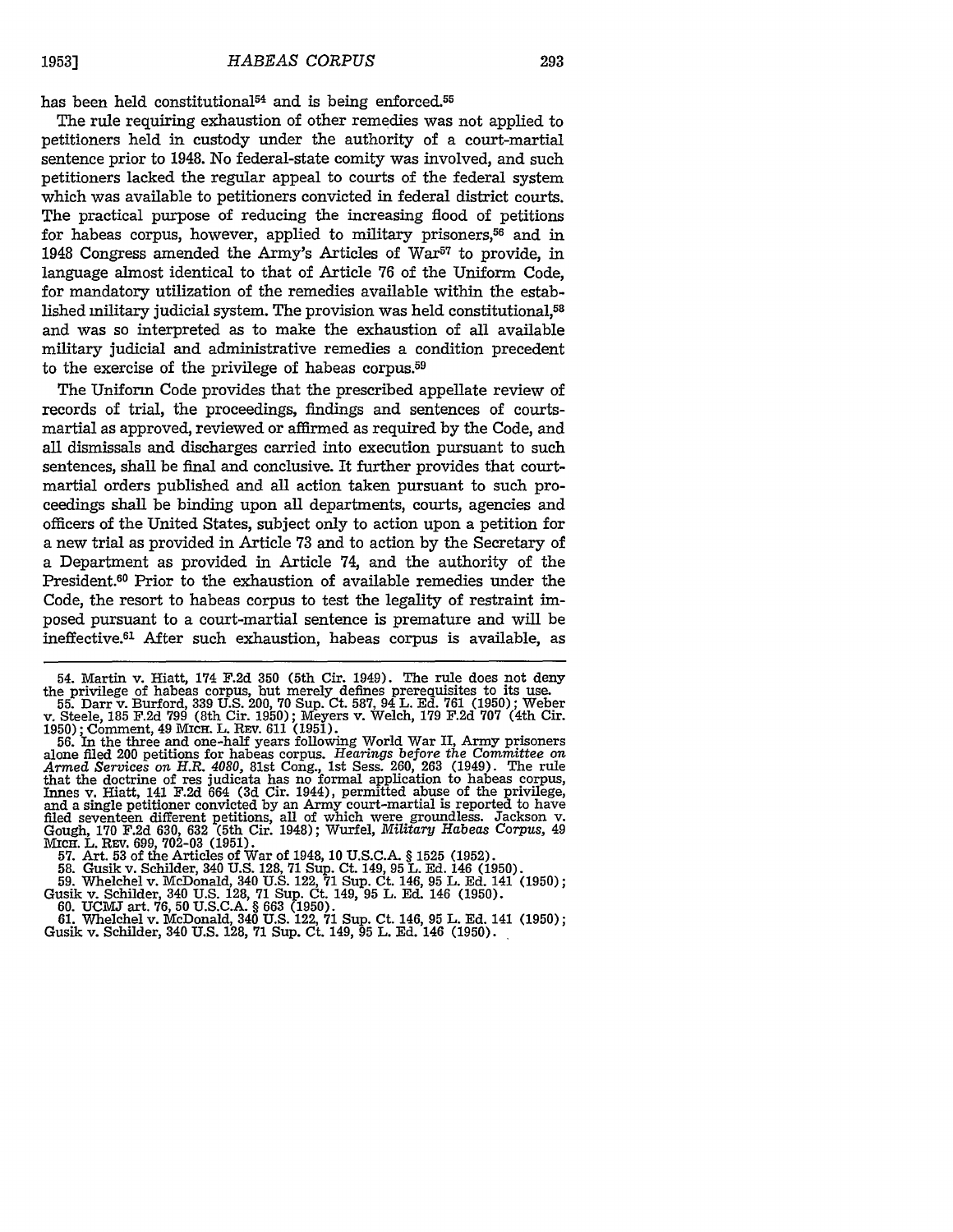has been held constitutional[54] and is being enforced.[55]

The rule requiring exhaustion of other remedies was not applied to petitioners held in custody under the authority of a court-martial sentence prior to 1948. No federal-state comity was involved, and such petitioners lacked the regular appeal to courts of the federal system which was available to petitioners convicted in federal district courts. The practical purpose of reducing the increasing flood of petitions for habeas corpus, however, applied to military prisoners,[56] and in 1948 Congress amended the Army's Articles of War[57] to provide, in language almost identical to that of Article 76 of the Uniform Code, for mandatory utilization of the remedies available within the established military judicial system. The provision was held constitutional,[58] and was so interpreted as to make the exhaustion of all available military judicial and administrative remedies a condition precedent to the exercise of the privilege of habeas corpus.[59]

The Uniform Code provides that the prescribed appellate review of records of trial, the proceedings, findings and sentences of courts-martial as approved, reviewed or affirmed as required by the Code, and all dismissals and discharges carried into execution pursuant to such sentences, shall be final and conclusive. It further provides that court-martial orders published and all action taken pursuant to such proceedings shall be binding upon all departments, courts, agencies and officers of the United States, subject only to action upon a petition for a new trial as provided in Article 73 and to action by the Secretary of a Department as provided in Article 74, and the authority of the President.[60] Prior to the exhaustion of available remedies under the Code, the resort to habeas corpus to test the legality of restraint imposed pursuant to a court-martial sentence is premature and will be ineffective.[61] After such exhaustion, habeas corpus is available, as

---

54. Martin v. Hiatt, 174 F.2d 350 (5th Cir. 1949). The rule does not deny the privilege of habeas corpus, but merely defines prerequisites to its use.

55. Darr v. Burford, 339 U.S. 200, 70 Sup. Ct. 587, 94 L. Ed. 761 (1950); Weber v. Steele, 185 F.2d 799 (8th Cir. 1950); Meyers v. Welch, 179 F.2d 707 (4th Cir. 1950); Comment, 49 MICH. L. REV. 611 (1951).

56. In the three and one-half years following World War II, Army prisoners alone filed 200 petitions for habeas corpus. *Hearings before the Committee on Armed Services on H.R. 4080*, 81st Cong., 1st Sess. 260, 263 (1949). The rule that the doctrine of res judicata has no formal application to habeas corpus, Innes v. Hiatt, 141 F.2d 664 (3d Cir. 1944), permitted abuse of the privilege, and a single petitioner convicted by an Army court-martial is reported to have filed seventeen different petitions, all of which were groundless. Jackson v. Gough, 170 F.2d 630, 632 (5th Cir. 1948); Wurfel, *Military Habeas Corpus*, 49 MICH. L. REV. 699, 702-03 (1951).

57. Art. 53 of the Articles of War of 1948, 10 U.S.C.A. § 1525 (1952).

58. Gusik v. Schilder, 340 U.S. 128, 71 Sup. Ct. 149, 95 L. Ed. 146 (1950).

59. Whelchel v. McDonald, 340 U.S. 122, 71 Sup. Ct. 146, 95 L. Ed. 141 (1950); Gusik v. Schilder, 340 U.S. 128, 71 Sup. Ct. 149, 95 L. Ed. 146 (1950).

60. UCMJ art. 76, 50 U.S.C.A. § 663 (1950).

61. Whelchel v. McDonald, 340 U.S. 122, 71 Sup. Ct. 146, 95 L. Ed. 141 (1950); Gusik v. Schilder, 340 U.S. 128, 71 Sup. Ct. 149, 95 L. Ed. 146 (1950).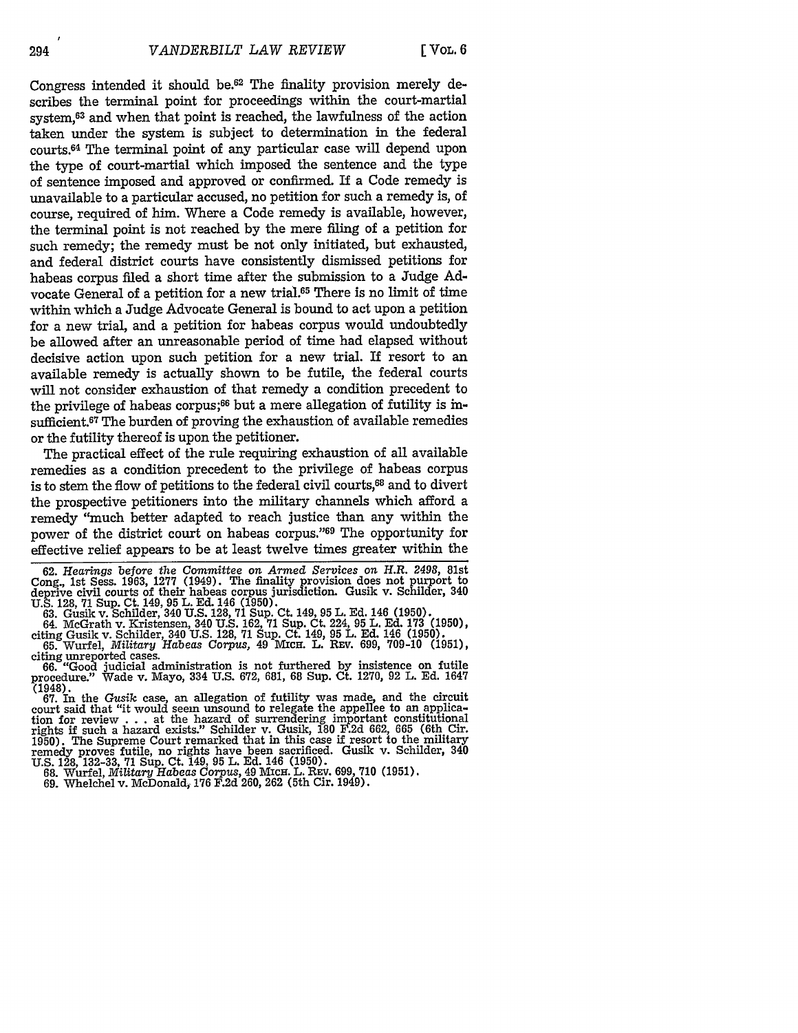Congress intended it should be.[62] The finality provision merely describes the terminal point for proceedings within the court-martial system,[63] and when that point is reached, the lawfulness of the action taken under the system is subject to determination in the federal courts.[64] The terminal point of any particular case will depend upon the type of court-martial which imposed the sentence and the type of sentence imposed and approved or confirmed. If a Code remedy is unavailable to a particular accused, no petition for such a remedy is, of course, required of him. Where a Code remedy is available, however, the terminal point is not reached by the mere filing of a petition for such remedy; the remedy must be not only initiated, but exhausted, and federal district courts have consistently dismissed petitions for habeas corpus filed a short time after the submission to a Judge Advocate General of a petition for a new trial.[65] There is no limit of time within which a Judge Advocate General is bound to act upon a petition for a new trial, and a petition for habeas corpus would undoubtedly be allowed after an unreasonable period of time had elapsed without decisive action upon such petition for a new trial. If resort to an available remedy is actually shown to be futile, the federal courts will not consider exhaustion of that remedy a condition precedent to the privilege of habeas corpus;[66] but a mere allegation of futility is insufficient.[67] The burden of proving the exhaustion of available remedies or the futility thereof is upon the petitioner.

The practical effect of the rule requiring exhaustion of all available remedies as a condition precedent to the privilege of habeas corpus is to stem the flow of petitions to the federal civil courts,[68] and to divert the prospective petitioners into the military channels which afford a remedy "much better adapted to reach justice than any within the power of the district court on habeas corpus."[69] The opportunity for effective relief appears to be at least twelve times greater within the

62. *Hearings before the Committee on Armed Services on H.R. 2498*, 81st Cong., 1st Sess. 1963, 1277 (1949). The finality provision does not purport to deprive civil courts of their habeas corpus jurisdiction. Gusik v. Schilder, 340 U.S. 128, 71 Sup. Ct. 149, 95 L. Ed. 146 (1950).

63. Gusik v. Schilder, 340 U.S. 128, 71 Sup. Ct. 149, 95 L. Ed. 146 (1950).

64. McGrath v. Kristensen, 340 U.S. 162, 71 Sup. Ct. 224, 95 L. Ed. 173 (1950), citing Gusik v. Schilder, 340 U.S. 128, 71 Sup. Ct. 149, 95 L. Ed. 146 (1950).

65. Wurfel, *Military Habeas Corpus*, 49 Mich. L. Rev. 699, 709-10 (1951), citing unreported cases.

66. "Good judicial administration is not furthered by insistence on futile procedure." Wade v. Mayo, 334 U.S. 672, 681, 68 Sup. Ct. 1270, 92 L. Ed. 1647 (1948).

67. In the *Gusik* case, an allegation of futility was made, and the circuit court said that "it would seem unsound to relegate the appellee to an application for review . . . at the hazard of surrendering important constitutional rights if such a hazard exists." Schilder v. Gusik, 180 F.2d 662, 665 (6th Cir. 1950). The Supreme Court remarked that in this case if resort to the military remedy proves futile, no rights have been sacrificed. Gusik v. Schilder, 340 U.S. 128, 132-33, 71 Sup. Ct. 149, 95 L. Ed. 146 (1950).

68. Wurfel, *Military Habeas Corpus*, 49 Mich. L. Rev. 699, 710 (1951).

69. Whelchel v. McDonald, 176 F.2d 260, 262 (5th Cir. 1949).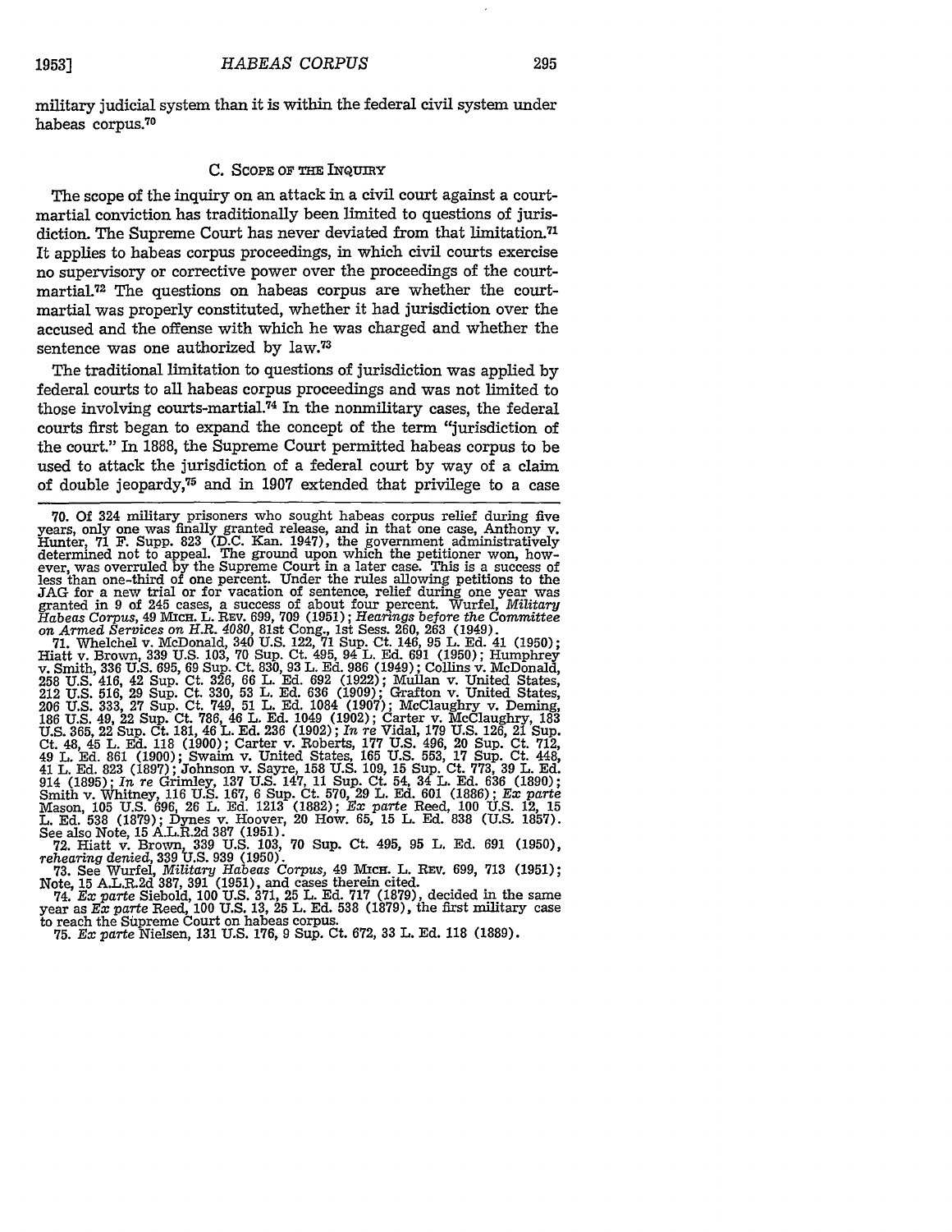military judicial system than it is within the federal civil system under habeas corpus.[70]

### C. Scope of the Inquiry

The scope of the inquiry on an attack in a civil court against a court-martial conviction has traditionally been limited to questions of jurisdiction. The Supreme Court has never deviated from that limitation.[71] It applies to habeas corpus proceedings, in which civil courts exercise no supervisory or corrective power over the proceedings of the court-martial.[72] The questions on habeas corpus are whether the court-martial was properly constituted, whether it had jurisdiction over the accused and the offense with which he was charged and whether the sentence was one authorized by law.[73]

The traditional limitation to questions of jurisdiction was applied by federal courts to all habeas corpus proceedings and was not limited to those involving courts-martial.[74] In the nonmilitary cases, the federal courts first began to expand the concept of the term "jurisdiction of the court." In 1888, the Supreme Court permitted habeas corpus to be used to attack the jurisdiction of a federal court by way of a claim of double jeopardy,[75] and in 1907 extended that privilege to a case

---

70. Of 324 military prisoners who sought habeas corpus relief during five years, only one was finally granted release, and in that one case, Anthony v. Hunter, 71 F. Supp. 823 (D.C. Kan. 1947), the government administratively determined not to appeal. The ground upon which the petitioner won, however, was overruled by the Supreme Court in a later case. This is a success of less than one-third of one percent. Under the rules allowing petitions to the JAG for a new trial or for vacation of sentence, relief during one year was granted in 9 of 245 cases, a success of about four percent. Wurfel, *Military Habeas Corpus*, 49 Mich. L. Rev. 699, 709 (1951); *Hearings before the Committee on Armed Services on H.R. 4080*, 81st Cong., 1st Sess. 260, 263 (1949).

71. Whelchel v. McDonald, 340 U.S. 122, 71 Sup. Ct. 146, 95 L. Ed. 41 (1950); Hiatt v. Brown, 339 U.S. 103, 70 Sup. Ct. 495, 94 L. Ed. 691 (1950); Humphrey v. Smith, 336 U.S. 695, 69 Sup. Ct. 830, 93 L. Ed. 986 (1949); Collins v. McDonald, 258 U.S. 416, 42 Sup. Ct. 326, 66 L. Ed. 692 (1922); Mullan v. United States, 212 U.S. 516, 29 Sup. Ct. 330, 53 L. Ed. 636 (1909); Grafton v. United States, 206 U.S. 333, 27 Sup. Ct. 749, 51 L. Ed. 1084 (1907); McClaughry v. Deming, 186 U.S. 49, 22 Sup. Ct. 786, 46 L. Ed. 1049 (1902); Carter v. McClaughry, 183 U.S. 365, 22 Sup. Ct. 181, 46 L. Ed. 236 (1902); *In re* Vidal, 179 U.S. 126, 21 Sup. Ct. 48, 45 L. Ed. 118 (1900); Carter v. Roberts, 177 U.S. 496, 20 Sup. Ct. 712, 49 L. Ed. 861 (1900); Swaim v. United States, 165 U.S. 553, 17 Sup. Ct. 448, 41 L. Ed. 823 (1897); Johnson v. Sayre, 158 U.S. 109, 15 Sup. Ct. 773, 39 L. Ed. 914 (1895); *In re* Grimley, 137 U.S. 147, 11 Sup. Ct. 54, 34 L. Ed. 636 (1890); Smith v. Whitney, 116 U.S. 167, 6 Sup. Ct. 570, 29 L. Ed. 601 (1886); *Ex parte* Mason, 105 U.S. 696, 26 L. Ed. 1213 (1882); *Ex parte* Reed, 100 U.S. 12, 15 L. Ed. 538 (1879); Dynes v. Hoover, 20 How. 65, 15 L. Ed. 838 (U.S. 1857). See also Note, 15 A.L.R.2d 387 (1951).

72. Hiatt v. Brown, 339 U.S. 103, 70 Sup. Ct. 495, 95 L. Ed. 691 (1950), *rehearing denied*, 339 U.S. 939 (1950).

73. See Wurfel, *Military Habeas Corpus*, 49 Mich. L. Rev. 699, 713 (1951); Note, 15 A.L.R.2d 387, 391 (1951), and cases therein cited.

74. *Ex parte* Siebold, 100 U.S. 371, 25 L. Ed. 717 (1879), decided in the same year as *Ex parte* Reed, 100 U.S. 13, 25 L. Ed. 538 (1879), the first military case to reach the Supreme Court on habeas corpus.

75. *Ex parte* Nielsen, 131 U.S. 176, 9 Sup. Ct. 672, 33 L. Ed. 118 (1889).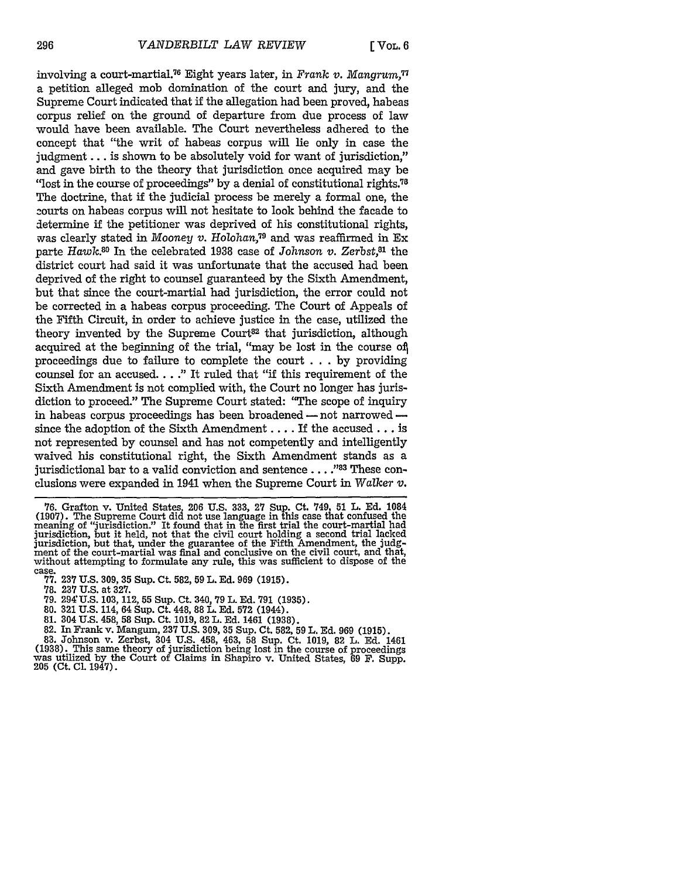involving a court-martial.[76] Eight years later, in *Frank v. Mangrum*,[77] a petition alleged mob domination of the court and jury, and the Supreme Court indicated that if the allegation had been proved, habeas corpus relief on the ground of departure from due process of law would have been available. The Court nevertheless adhered to the concept that "the writ of habeas corpus will lie only in case the judgment . . . is shown to be absolutely void for want of jurisdiction," and gave birth to the theory that jurisdiction once acquired may be "lost in the course of proceedings" by a denial of constitutional rights.[78] The doctrine, that if the judicial process be merely a formal one, the courts on habeas corpus will not hesitate to look behind the facade to determine if the petitioner was deprived of his constitutional rights, was clearly stated in *Mooney v. Holohan*,[79] and was reaffirmed in Ex parte *Hawk*.[80] In the celebrated 1938 case of *Johnson v. Zerbst*,[81] the district court had said it was unfortunate that the accused had been deprived of the right to counsel guaranteed by the Sixth Amendment, but that since the court-martial had jurisdiction, the error could not be corrected in a habeas corpus proceeding. The Court of Appeals of the Fifth Circuit, in order to achieve justice in the case, utilized the theory invented by the Supreme Court[82] that jurisdiction, although acquired at the beginning of the trial, "may be lost in the course of proceedings due to failure to complete the court . . . by providing counsel for an accused. . . ." It ruled that "if this requirement of the Sixth Amendment is not complied with, the Court no longer has jurisdiction to proceed." The Supreme Court stated: "The scope of inquiry in habeas corpus proceedings has been broadened — not narrowed — since the adoption of the Sixth Amendment . . . . If the accused . . . is not represented by counsel and has not competently and intelligently waived his constitutional right, the Sixth Amendment stands as a jurisdictional bar to a valid conviction and sentence . . . ."[83] These conclusions were expanded in 1941 when the Supreme Court in *Walker v.*

---

76. Grafton v. United States, 206 U.S. 333, 27 Sup. Ct. 749, 51 L. Ed. 1084 (1907). The Supreme Court did not use language in this case that confused the meaning of "jurisdiction." It found that in the first trial the court-martial had jurisdiction, but it held, not that the civil court holding a second trial lacked jurisdiction, but that, under the guarantee of the Fifth Amendment, the judgment of the court-martial was final and conclusive on the civil court, and that, without attempting to formulate any rule, this was sufficient to dispose of the case.

77. 237 U.S. 309, 35 Sup. Ct. 582, 59 L. Ed. 969 (1915).

78. 237 U.S. at 327.

79. 294 U.S. 103, 112, 55 Sup. Ct. 340, 79 L. Ed. 791 (1935).

80. 321 U.S. 114, 64 Sup. Ct. 448, 88 L. Ed. 572 (1944).

81. 304 U.S. 458, 58 Sup. Ct. 1019, 82 L. Ed. 1461 (1938).

82. In Frank v. Mangum, 237 U.S. 309, 35 Sup. Ct. 582, 59 L. Ed. 969 (1915).

83. Johnson v. Zerbst, 304 U.S. 458, 463, 58 Sup. Ct. 1019, 82 L. Ed. 1461 (1938). This same theory of jurisdiction being lost in the course of proceedings was utilized by the Court of Claims in Shapiro v. United States, 69 F. Supp. 205 (Ct. Cl. 1947).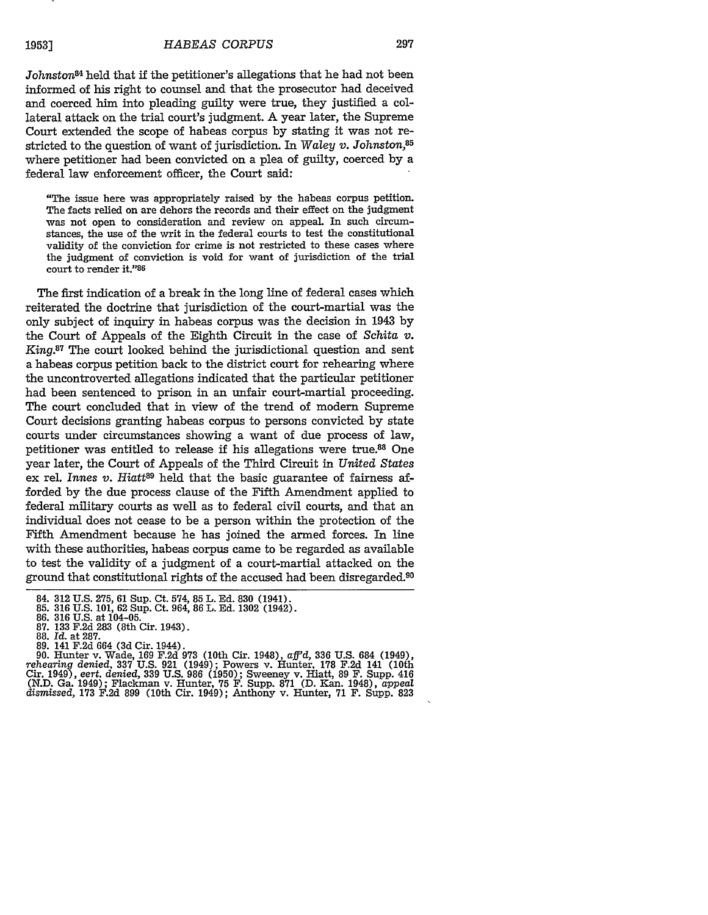*Johnston*[84] held that if the petitioner's allegations that he had not been informed of his right to counsel and that the prosecutor had deceived and coerced him into pleading guilty were true, they justified a collateral attack on the trial court's judgment. A year later, the Supreme Court extended the scope of habeas corpus by stating it was not restricted to the question of want of jurisdiction. In *Waley v. Johnston*,[85] where petitioner had been convicted on a plea of guilty, coerced by a federal law enforcement officer, the Court said:

> "The issue here was appropriately raised by the habeas corpus petition. The facts relied on are dehors the records and their effect on the judgment was not open to consideration and review on appeal. In such circumstances, the use of the writ in the federal courts to test the constitutional validity of the conviction for crime is not restricted to these cases where the judgment of conviction is void for want of jurisdiction of the trial court to render it."[86]

The first indication of a break in the long line of federal cases which reiterated the doctrine that jurisdiction of the court-martial was the only subject of inquiry in habeas corpus was the decision in 1943 by the Court of Appeals of the Eighth Circuit in the case of *Schita v. King*.[87] The court looked behind the jurisdictional question and sent a habeas corpus petition back to the district court for rehearing where the uncontroverted allegations indicated that the particular petitioner had been sentenced to prison in an unfair court-martial proceeding. The court concluded that in view of the trend of modern Supreme Court decisions granting habeas corpus to persons convicted by state courts under circumstances showing a want of due process of law, petitioner was entitled to release if his allegations were true.[88] One year later, the Court of Appeals of the Third Circuit in *United States* ex rel. *Innes v. Hiatt*[89] held that the basic guarantee of fairness afforded by the due process clause of the Fifth Amendment applied to federal military courts as well as to federal civil courts, and that an individual does not cease to be a person within the protection of the Fifth Amendment because he has joined the armed forces. In line with these authorities, habeas corpus came to be regarded as available to test the validity of a judgment of a court-martial attacked on the ground that constitutional rights of the accused had been disregarded.[90]

---

84. 312 U.S. 275, 61 Sup. Ct. 574, 85 L. Ed. 830 (1941).
85. 316 U.S. 101, 62 Sup. Ct. 964, 86 L. Ed. 1302 (1942).
86. 316 U.S. at 104-05.
87. 133 F.2d 283 (8th Cir. 1943).
88. *Id.* at 287.
89. 141 F.2d 664 (3d Cir. 1944).
90. Hunter v. Wade, 169 F.2d 973 (10th Cir. 1948), *aff'd*, 336 U.S. 684 (1949), *rehearing denied*, 337 U.S. 921 (1949); Powers v. Hunter, 178 F.2d 141 (10th Cir. 1949), *cert. denied*, 339 U.S. 986 (1950); Sweeney v. Hiatt, 89 F. Supp. 416 (N.D. Ga. 1949); Flackman v. Hunter, 75 F. Supp. 871 (D. Kan. 1948), *appeal dismissed*, 173 F.2d 899 (10th Cir. 1949); Anthony v. Hunter, 71 F. Supp. 823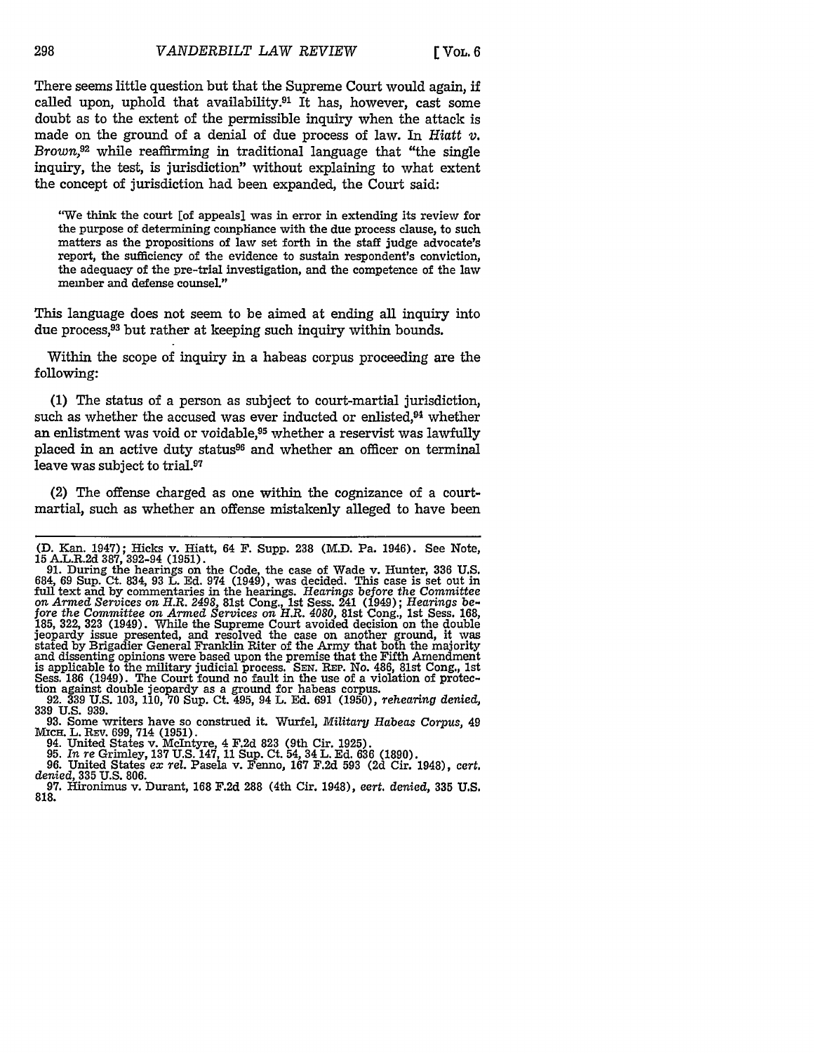There seems little question but that the Supreme Court would again, if called upon, uphold that availability.[91] It has, however, cast some doubt as to the extent of the permissible inquiry when the attack is made on the ground of a denial of due process of law. In *Hiatt v. Brown*,[92] while reaffirming in traditional language that "the single inquiry, the test, is jurisdiction" without explaining to what extent the concept of jurisdiction had been expanded, the Court said:

> "We think the court [of appeals] was in error in extending its review for the purpose of determining compliance with the due process clause, to such matters as the propositions of law set forth in the staff judge advocate's report, the sufficiency of the evidence to sustain respondent's conviction, the adequacy of the pre-trial investigation, and the competence of the law member and defense counsel."

This language does not seem to be aimed at ending all inquiry into due process,[93] but rather at keeping such inquiry within bounds.

Within the scope of inquiry in a habeas corpus proceeding are the following:

(1) The status of a person as subject to court-martial jurisdiction, such as whether the accused was ever inducted or enlisted,[94] whether an enlistment was void or voidable,[95] whether a reservist was lawfully placed in an active duty status[96] and whether an officer on terminal leave was subject to trial.[97]

(2) The offense charged as one within the cognizance of a court-martial, such as whether an offense mistakenly alleged to have been

---

(D. Kan. 1947); Hicks v. Hiatt, 64 F. Supp. 238 (M.D. Pa. 1946). See Note, 15 A.L.R.2d 387, 392-94 (1951).

91. During the hearings on the Code, the case of Wade v. Hunter, 336 U.S. 684, 69 Sup. Ct. 834, 93 L. Ed. 974 (1949), was decided. This case is set out in full text and by commentaries in the hearings. *Hearings before the Committee on Armed Services on H.R. 2498*, 81st Cong., 1st Sess. 241 (1949); *Hearings before the Committee on Armed Services on H.R. 4080*, 81st Cong., 1st Sess. 168, 185, 322, 323 (1949). While the Supreme Court avoided decision on the double jeopardy issue presented, and resolved the case on another ground, it was stated by Brigadier General Franklin Riter of the Army that both the majority and dissenting opinions were based upon the premise that the Fifth Amendment is applicable to the military judicial process. SEN. REP. No. 486, 81st Cong., 1st Sess. 186 (1949). The Court found no fault in the use of a violation of protection against double jeopardy as a ground for habeas corpus.

92. 339 U.S. 103, 110, 70 Sup. Ct. 495, 94 L. Ed. 691 (1950), *rehearing denied*, 339 U.S. 939.

93. Some writers have so construed it. Wurfel, *Military Habeas Corpus*, 49 MICH. L. REV. 699, 714 (1951).

94. United States v. McIntyre, 4 F.2d 823 (9th Cir. 1925).

95. *In re* Grimley, 137 U.S. 147, 11 Sup. Ct. 54, 34 L. Ed. 636 (1890).

96. United States *ex rel.* Pasela v. Fenno, 167 F.2d 593 (2d Cir. 1948), *cert. denied*, 335 U.S. 806.

97. Hironimus v. Durant, 168 F.2d 288 (4th Cir. 1948), *cert. denied*, 335 U.S. 818.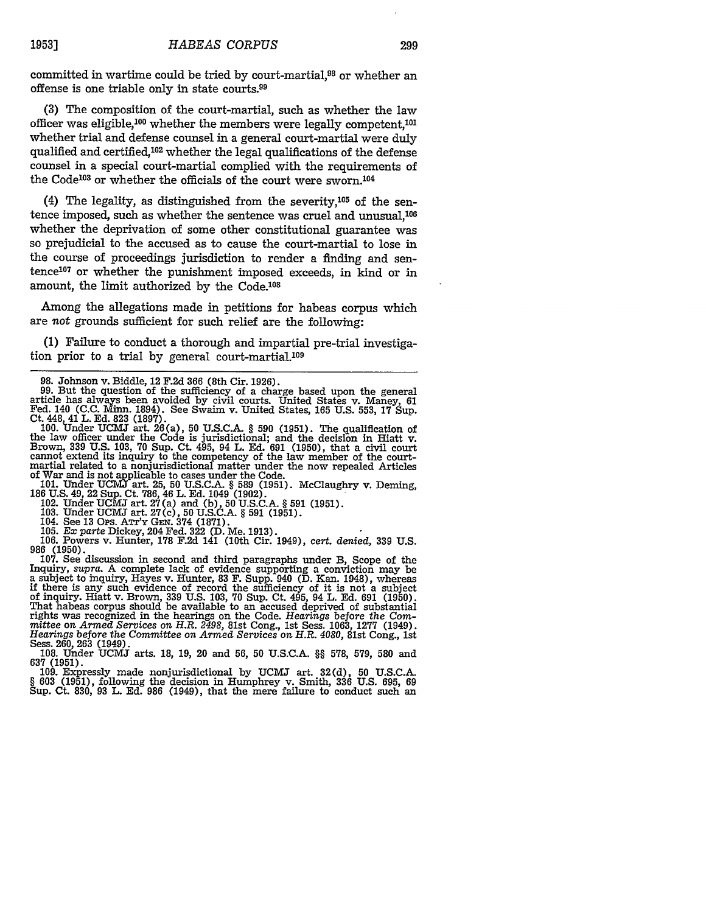committed in wartime could be tried by court-martial,[98] or whether an offense is one triable only in state courts.[99]

(3) The composition of the court-martial, such as whether the law officer was eligible,[100] whether the members were legally competent,[101] whether trial and defense counsel in a general court-martial were duly qualified and certified,[102] whether the legal qualifications of the defense counsel in a special court-martial complied with the requirements of the Code[103] or whether the officials of the court were sworn.[104]

(4) The legality, as distinguished from the severity,[105] of the sentence imposed, such as whether the sentence was cruel and unusual,[106] whether the deprivation of some other constitutional guarantee was so prejudicial to the accused as to cause the court-martial to lose in the course of proceedings jurisdiction to render a finding and sentence[107] or whether the punishment imposed exceeds, in kind or in amount, the limit authorized by the Code.[108]

Among the allegations made in petitions for habeas corpus which are *not* grounds sufficient for such relief are the following:

(1) Failure to conduct a thorough and impartial pre-trial investigation prior to a trial by general court-martial.[109]

---

98. Johnson v. Biddle, 12 F.2d 366 (8th Cir. 1926).

99. But the question of the sufficiency of a charge based upon the general article has always been avoided by civil courts. United States v. Maney, 61 Fed. 140 (C.C. Minn. 1894). See Swaim v. United States, 165 U.S. 553, 17 Sup. Ct. 448, 41 L. Ed. 823 (1897).

100. Under UCMJ art. 26(a), 50 U.S.C.A. § 590 (1951). The qualification of the law officer under the Code is jurisdictional; and the decision in Hiatt v. Brown, 339 U.S. 103, 70 Sup. Ct. 495, 94 L. Ed. 691 (1950), that a civil court cannot extend its inquiry to the competency of the law member of the court-martial related to a nonjurisdictional matter under the now repealed Articles of War and is not applicable to cases under the Code.

101. Under UCMJ art. 25, 50 U.S.C.A. § 589 (1951). McClaughry v. Deming, 186 U.S. 49, 22 Sup. Ct. 786, 46 L. Ed. 1049 (1902).

102. Under UCMJ art. 27(a) and (b), 50 U.S.C.A. § 591 (1951).

103. Under UCMJ art. 27(c), 50 U.S.C.A. § 591 (1951).

104. See 13 Ops. Att'y Gen. 374 (1871).

105. *Ex parte* Dickey, 204 Fed. 322 (D. Me. 1913).

106. Powers v. Hunter, 178 F.2d 141 (10th Cir. 1949), *cert. denied*, 339 U.S. 986 (1950).

107. See discussion in second and third paragraphs under B, Scope of the Inquiry, *supra*. A complete lack of evidence supporting a conviction may be a subject to inquiry, Hayes v. Hunter, 83 F. Supp. 940 (D. Kan. 1948), whereas if there is any such evidence of record the sufficiency of it is not a subject of inquiry. Hiatt v. Brown, 339 U.S. 103, 70 Sup. Ct. 495, 94 L. Ed. 691 (1950). That habeas corpus should be available to an accused deprived of substantial rights was recognized in the hearings on the Code. *Hearings before the Committee on Armed Services on H.R. 2498*, 81st Cong., 1st Sess. 1063, 1277 (1949). *Hearings before the Committee on Armed Services on H.R. 4080*, 81st Cong., 1st Sess. 260, 263 (1949).

108. Under UCMJ arts. 18, 19, 20 and 56, 50 U.S.C.A. §§ 578, 579, 580 and 637 (1951).

109. Expressly made nonjurisdictional by UCMJ art. 32(d), 50 U.S.C.A. § 603 (1951), following the decision in Humphrey v. Smith, 336 U.S. 695, 69 Sup. Ct. 830, 93 L. Ed. 986 (1949), that the mere failure to conduct such an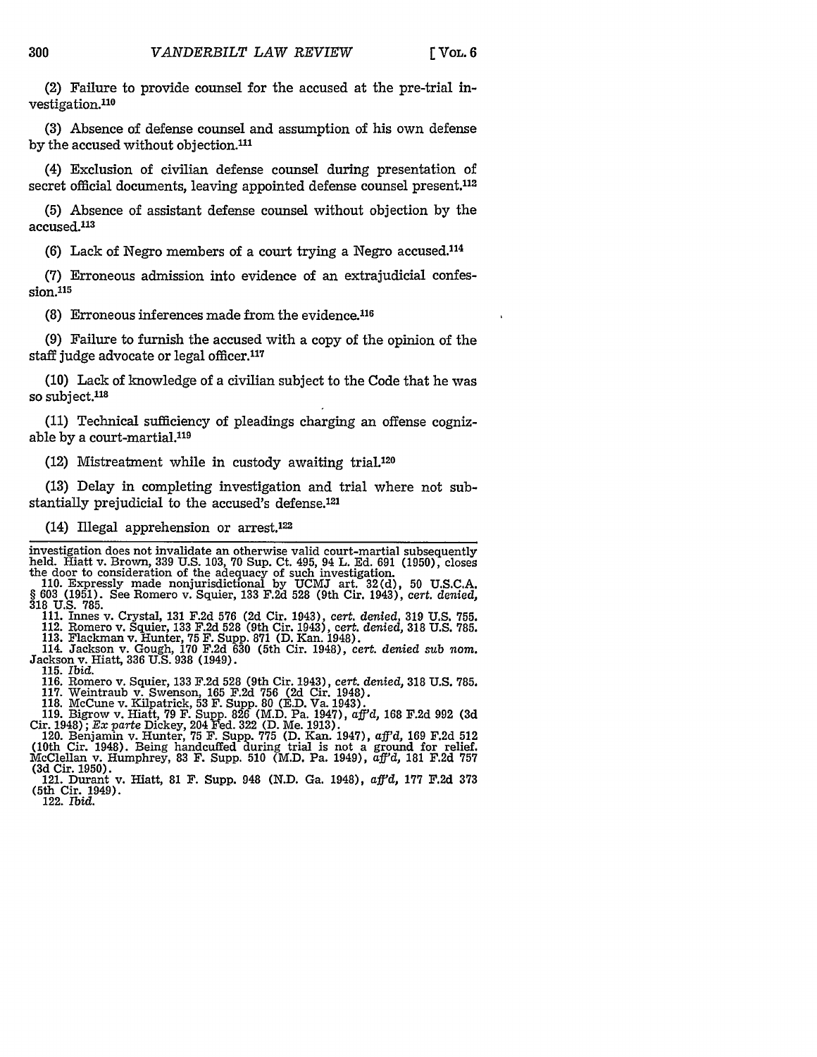(2) Failure to provide counsel for the accused at the pre-trial investigation.[110]

(3) Absence of defense counsel and assumption of his own defense by the accused without objection.[111]

(4) Exclusion of civilian defense counsel during presentation of secret official documents, leaving appointed defense counsel present.[112]

(5) Absence of assistant defense counsel without objection by the accused.[113]

(6) Lack of Negro members of a court trying a Negro accused.[114]

(7) Erroneous admission into evidence of an extrajudicial confession.[115]

(8) Erroneous inferences made from the evidence.[116]

(9) Failure to furnish the accused with a copy of the opinion of the staff judge advocate or legal officer.[117]

(10) Lack of knowledge of a civilian subject to the Code that he was so subject.[118]

(11) Technical sufficiency of pleadings charging an offense cognizable by a court-martial.[119]

(12) Mistreatment while in custody awaiting trial.[120]

(13) Delay in completing investigation and trial where not substantially prejudicial to the accused's defense.[121]

(14) Illegal apprehension or arrest.[122]

---

investigation does not invalidate an otherwise valid court-martial subsequently held. Hiatt v. Brown, 339 U.S. 103, 70 Sup. Ct. 495, 94 L. Ed. 691 (1950), closes the door to consideration of the adequacy of such investigation.

110. Expressly made nonjurisdictional by UCMJ art. 32(d), 50 U.S.C.A. § 603 (1951). See Romero v. Squier, 133 F.2d 528 (9th Cir. 1943), *cert. denied*, 318 U.S. 785.

111. Innes v. Crystal, 131 F.2d 576 (2d Cir. 1943), *cert. denied*, 319 U.S. 755.

112. Romero v. Squier, 133 F.2d 528 (9th Cir. 1943), *cert. denied*, 318 U.S. 785.

113. Flackman v. Hunter, 75 F. Supp. 871 (D. Kan. 1948).

114. Jackson v. Gough, 170 F.2d 630 (5th Cir. 1948), *cert. denied sub nom.* Jackson v. Hiatt, 336 U.S. 938 (1949).

115. *Ibid.*

116. Romero v. Squier, 133 F.2d 528 (9th Cir. 1943), *cert. denied*, 318 U.S. 785.

117. Weintraub v. Swenson, 165 F.2d 756 (2d Cir. 1948).

118. McCune v. Kilpatrick, 53 F. Supp. 80 (E.D. Va. 1943).

119. Bigrow v. Hiatt, 79 F. Supp. 826 (M.D. Pa. 1947), *aff'd*, 168 F.2d 992 (3d Cir. 1948); *Ex parte* Dickey, 204 Fed. 322 (D. Me. 1913).

120. Benjamin v. Hunter, 75 F. Supp. 775 (D. Kan. 1947), *aff'd*, 169 F.2d 512 (10th Cir. 1948). Being handcuffed during trial is not a ground for relief. McClellan v. Humphrey, 83 F. Supp. 510 (M.D. Pa. 1949), *aff'd*, 181 F.2d 757 (3d Cir. 1950).

121. Durant v. Hiatt, 81 F. Supp. 948 (N.D. Ga. 1948), *aff'd*, 177 F.2d 373 (5th Cir. 1949).

122. *Ibid.*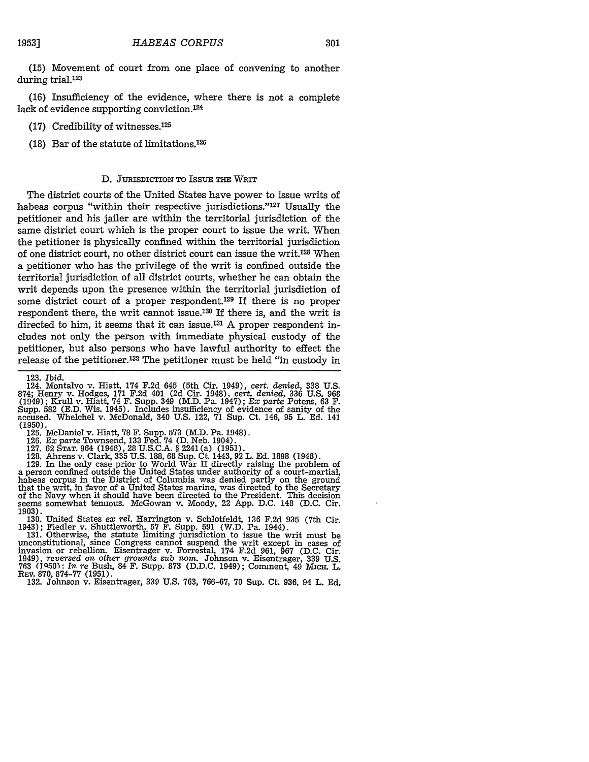(15) Movement of court from one place of convening to another during trial.[123]

(16) Insufficiency of the evidence, where there is not a complete lack of evidence supporting conviction.[124]

(17) Credibility of witnesses.[125]

(18) Bar of the statute of limitations.[126]

### D. Jurisdiction to Issue the Writ

The district courts of the United States have power to issue writs of habeas corpus "within their respective jurisdictions."[127] Usually the petitioner and his jailer are within the territorial jurisdiction of the same district court which is the proper court to issue the writ. When the petitioner is physically confined within the territorial jurisdiction of one district court, no other district court can issue the writ.[128] When a petitioner who has the privilege of the writ is confined outside the territorial jurisdiction of all district courts, whether he can obtain the writ depends upon the presence within the territorial jurisdiction of some district court of a proper respondent.[129] If there is no proper respondent there, the writ cannot issue.[130] If there is, and the writ is directed to him, it seems that it can issue.[131] A proper respondent includes not only the person with immediate physical custody of the petitioner, but also persons who have lawful authority to effect the release of the petitioner.[132] The petitioner must be held "in custody in

---

123. *Ibid.*

124. Montalvo v. Hiatt, 174 F.2d 645 (5th Cir. 1949), *cert. denied*, 338 U.S. 874; Henry v. Hodges, 171 F.2d 401 (2d Cir. 1948), *cert. denied*, 336 U.S. 968 (1949); Krull v. Hiatt, 74 F. Supp. 349 (M.D. Pa. 1947); *Ex parte* Potens, 63 F. Supp. 582 (E.D. Wis. 1945). Includes insufficiency of evidence of sanity of the accused. Whelchel v. McDonald, 340 U.S. 122, 71 Sup. Ct. 146, 95 L. Ed. 141 (1950).

125. McDaniel v. Hiatt, 78 F. Supp. 573 (M.D. Pa. 1948).

126. *Ex parte* Townsend, 133 Fed. 74 (D. Neb. 1904).

127. 62 Stat. 964 (1948), 28 U.S.C.A. § 2241(a) (1951).

128. Ahrens v. Clark, 335 U.S. 188, 68 Sup. Ct. 1443, 92 L. Ed. 1898 (1948).

129. In the only case prior to World War II directly raising the problem of a person confined outside the United States under authority of a court-martial, habeas corpus in the District of Columbia was denied partly on the ground that the writ, in favor of a United States marine, was directed to the Secretary of the Navy when it should have been directed to the President. This decision seems somewhat tenuous. McGowan v. Moody, 22 App. D.C. 148 (D.C. Cir. 1903).

130. United States *ex rel.* Harrington v. Schlotfeldt, 136 F.2d 935 (7th Cir. 1943); Fiedler v. Shuttleworth, 57 F. Supp. 591 (W.D. Pa. 1944).

131. Otherwise, the statute limiting jurisdiction to issue the writ must be unconstitutional, since Congress cannot suspend the writ except in cases of invasion or rebellion. Eisentrager v. Forrestal, 174 F.2d 961, 967 (D.C. Cir. 1949), *reversed on other grounds sub nom.* Johnson v. Eisentrager, 339 U.S. 763 (1950); *In re* Bush, 84 F. Supp. 873 (D.D.C. 1949); Comment, 49 Mich. L. Rev. 870, 874-77 (1951).

132. Johnson v. Eisentrager, 339 U.S. 763, 766-67, 70 Sup. Ct. 936, 94 L. Ed.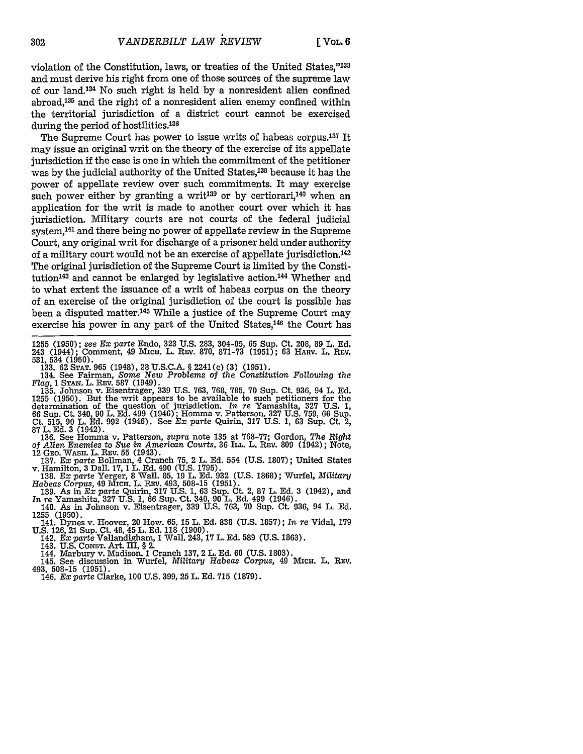violation of the Constitution, laws, or treaties of the United States,"[133] and must derive his right from one of those sources of the supreme law of our land.[134] No such right is held by a nonresident alien confined abroad,[135] and the right of a nonresident alien enemy confined within the territorial jurisdiction of a district court cannot be exercised during the period of hostilities.[136]

The Supreme Court has power to issue writs of habeas corpus.[137] It may issue an original writ on the theory of the exercise of its appellate jurisdiction if the case is one in which the commitment of the petitioner was by the judicial authority of the United States,[138] because it has the power of appellate review over such commitments. It may exercise such power either by granting a writ[139] or by certiorari,[140] when an application for the writ is made to another court over which it has jurisdiction. Military courts are not courts of the federal judicial system,[141] and there being no power of appellate review in the Supreme Court, any original writ for discharge of a prisoner held under authority of a military court would not be an exercise of appellate jurisdiction.[142] The original jurisdiction of the Supreme Court is limited by the Constitution[143] and cannot be enlarged by legislative action.[144] Whether and to what extent the issuance of a writ of habeas corpus on the theory of an exercise of the original jurisdiction of the court is possible has been a disputed matter.[145] While a justice of the Supreme Court may exercise his power in any part of the United States,[146] the Court has

---

1255 (1950); *see Ex parte* Endo, 323 U.S. 283, 304-05, 65 Sup. Ct. 208, 89 L. Ed. 243 (1944); Comment, 49 MICH. L. REV. 870, 871-73 (1951); 63 HARV. L. REV. 531, 534 (1950).

133. 62 STAT. 965 (1948), 28 U.S.C.A. § 2241(c)(3) (1951).

134. See Fairman, *Some New Problems of the Constitution Following the Flag*, 1 STAN. L. REV. 587 (1949).

135. Johnson v. Eisentrager, 339 U.S. 763, 768, 785, 70 Sup. Ct. 936, 94 L. Ed. 1255 (1950). But the writ appears to be available to such petitioners for the determination of the question of jurisdiction. *In re* Yamashita, 327 U.S. 1, 66 Sup. Ct. 340, 90 L. Ed. 499 (1946); Homma v. Patterson, 327 U.S. 759, 66 Sup. Ct. 515, 90 L. Ed. 992 (1946). See *Ex parte* Quirin, 317 U.S. 1, 63 Sup. Ct. 2, 87 L. Ed. 3 (1942).

136. See Homma v. Patterson, *supra* note 135 at 768-77; Gordon, *The Right of Alien Enemies to Sue in American Courts*, 36 ILL. L. REV. 809 (1942); Note, 12 GEO. WASH. L. REV. 55 (1943).

137. *Ex parte* Bollman, 4 Cranch 75, 2 L. Ed. 554 (U.S. 1807); United States v. Hamilton, 3 Dall. 17, 1 L. Ed. 490 (U.S. 1795).

138. *Ex parte* Yerger, 8 Wall. 85, 19 L. Ed. 932 (U.S. 1868); Wurfel, *Military Habeas Corpus*, 49 MICH. L. REV. 493, 508-15 (1951).

139. As in *Ex parte* Quirin, 317 U.S. 1, 63 Sup. Ct. 2, 87 L. Ed. 3 (1942), and *In re* Yamashita, 327 U.S. 1, 66 Sup. Ct. 340, 90 L. Ed. 499 (1946).

140. As in Johnson v. Eisentrager, 339 U.S. 763, 70 Sup. Ct. 936, 94 L. Ed. 1255 (1950).

141. Dynes v. Hoover, 20 How. 65, 15 L. Ed. 838 (U.S. 1857); *In re* Vidal, 179 U.S. 126, 21 Sup. Ct. 48, 45 L. Ed. 118 (1900).

142. *Ex parte* Vallandigham, 1 Wall. 243, 17 L. Ed. 589 (U.S. 1863).

143. U.S. CONST. Art. III, § 2.

144. Marbury v. Madison, 1 Cranch 137, 2 L. Ed. 60 (U.S. 1803).

145. See discussion in Wurfel, *Military Habeas Corpus*, 49 MICH. L. REV. 493, 508-15 (1951).

146. *Ex parte* Clarke, 100 U.S. 399, 25 L. Ed. 715 (1879).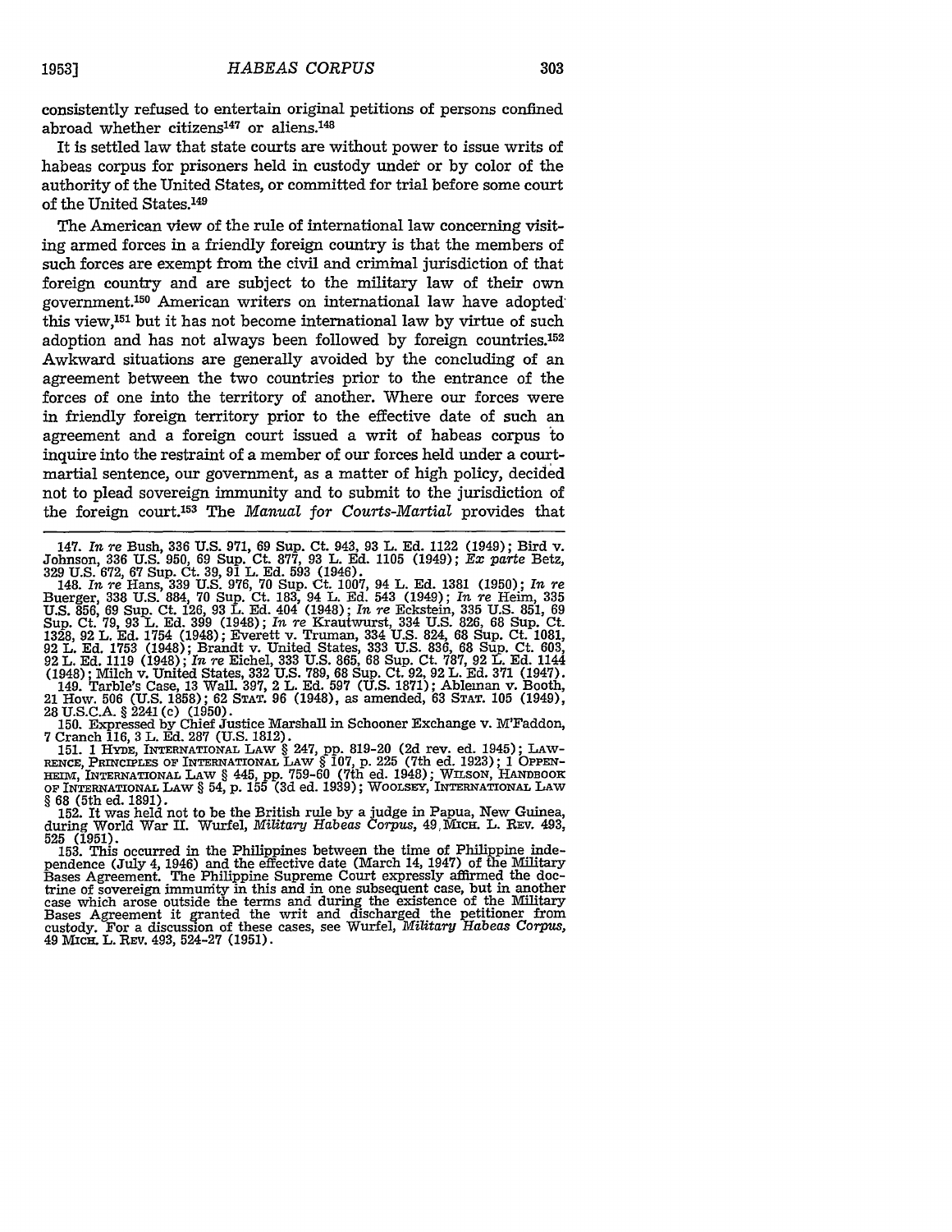consistently refused to entertain original petitions of persons confined abroad whether citizens[147] or aliens.[148]

It is settled law that state courts are without power to issue writs of habeas corpus for prisoners held in custody under or by color of the authority of the United States, or committed for trial before some court of the United States.[149]

The American view of the rule of international law concerning visiting armed forces in a friendly foreign country is that the members of such forces are exempt from the civil and criminal jurisdiction of that foreign country and are subject to the military law of their own government.[150] American writers on international law have adopted this view,[151] but it has not become international law by virtue of such adoption and has not always been followed by foreign countries.[152] Awkward situations are generally avoided by the concluding of an agreement between the two countries prior to the entrance of the forces of one into the territory of another. Where our forces were in friendly foreign territory prior to the effective date of such an agreement and a foreign court issued a writ of habeas corpus to inquire into the restraint of a member of our forces held under a court-martial sentence, our government, as a matter of high policy, decided not to plead sovereign immunity and to submit to the jurisdiction of the foreign court.[153] The *Manual for Courts-Martial* provides that

---

147. *In re* Bush, 336 U.S. 971, 69 Sup. Ct. 943, 93 L. Ed. 1122 (1949); Bird v. Johnson, 336 U.S. 950, 69 Sup. Ct. 877, 93 L. Ed. 1105 (1949); *Ex parte* Betz, 329 U.S. 672, 67 Sup. Ct. 39, 91 L. Ed. 593 (1946).

148. *In re* Hans, 339 U.S. 976, 70 Sup. Ct. 1007, 94 L. Ed. 1381 (1950); *In re* Buerger, 338 U.S. 884, 70 Sup. Ct. 183, 94 L. Ed. 543 (1949); *In re* Heim, 335 U.S. 856, 69 Sup. Ct. 126, 93 L. Ed. 404 (1948); *In re* Eckstein, 335 U.S. 851, 69 Sup. Ct. 79, 93 L. Ed. 399 (1948); *In re* Krautwurst, 334 U.S. 826, 68 Sup. Ct. 1328, 92 L. Ed. 1754 (1948); Everett v. Truman, 334 U.S. 824, 68 Sup. Ct. 1081, 92 L. Ed. 1753 (1948); Brandt v. United States, 333 U.S. 836, 68 Sup. Ct. 603, 92 L. Ed. 1119 (1948); *In re* Eichel, 333 U.S. 865, 68 Sup. Ct. 787, 92 L. Ed. 1144 (1948); Milch v. United States, 332 U.S. 789, 68 Sup. Ct. 92, 92 L. Ed. 371 (1947).

149. Tarble's Case, 13 Wall. 397, 2 L. Ed. 597 (U.S. 1871); Ableman v. Booth, 21 How. 506 (U.S. 1858); 62 STAT. 96 (1948), as amended, 63 STAT. 105 (1949), 28 U.S.C.A. § 2241(c) (1950).

150. Expressed by Chief Justice Marshall in Schooner Exchange v. M'Faddon, 7 Cranch 116, 3 L. Ed. 287 (U.S. 1812).

151. 1 HYDE, INTERNATIONAL LAW § 247, pp. 819-20 (2d rev. ed. 1945); LAWRENCE, PRINCIPLES OF INTERNATIONAL LAW § 107, p. 225 (7th ed. 1923); 1 OPPENHEIM, INTERNATIONAL LAW § 445, pp. 759-60 (7th ed. 1948); WILSON, HANDBOOK OF INTERNATIONAL LAW § 54, p. 155 (3d ed. 1939); WOOLSEY, INTERNATIONAL LAW § 68 (5th ed. 1891).

152. It was held not to be the British rule by a judge in Papua, New Guinea, during World War II. Wurfel, *Military Habeas Corpus*, 49 MICH. L. REV. 493, 525 (1951).

153. This occurred in the Philippines between the time of Philippine independence (July 4, 1946) and the effective date (March 14, 1947) of the Military Bases Agreement. The Philippine Supreme Court expressly affirmed the doctrine of sovereign immunity in this and in one subsequent case, but in another case which arose outside the terms and during the existence of the Military Bases Agreement it granted the writ and discharged the petitioner from custody. For a discussion of these cases, see Wurfel, *Military Habeas Corpus*, 49 MICH. L. REV. 493, 524-27 (1951).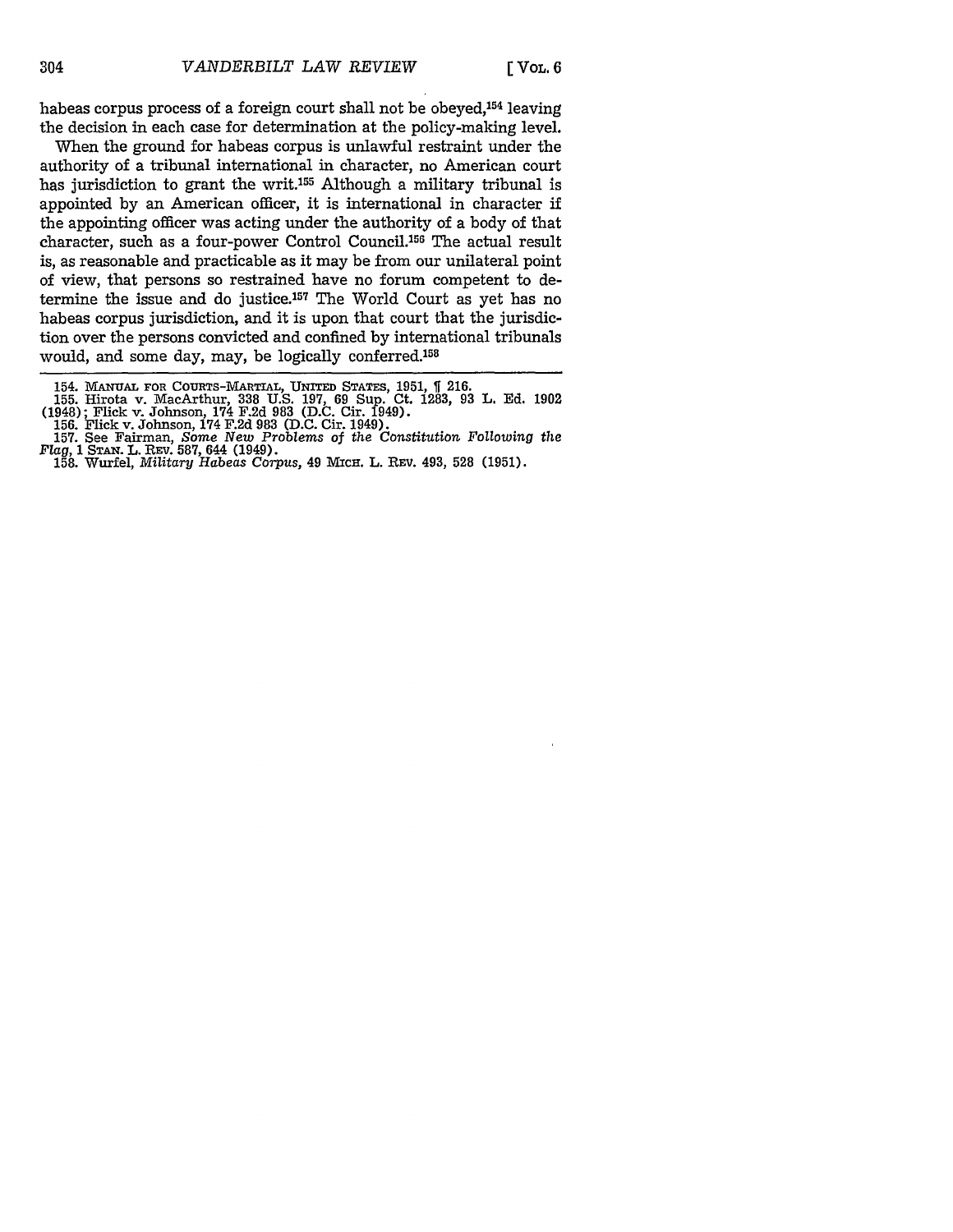habeas corpus process of a foreign court shall not be obeyed,[154] leaving the decision in each case for determination at the policy-making level.

When the ground for habeas corpus is unlawful restraint under the authority of a tribunal international in character, no American court has jurisdiction to grant the writ.[155] Although a military tribunal is appointed by an American officer, it is international in character if the appointing officer was acting under the authority of a body of that character, such as a four-power Control Council.[156] The actual result is, as reasonable and practicable as it may be from our unilateral point of view, that persons so restrained have no forum competent to determine the issue and do justice.[157] The World Court as yet has no habeas corpus jurisdiction, and it is upon that court that the jurisdiction over the persons convicted and confined by international tribunals would, and some day, may, be logically conferred.[158]

---

154. MANUAL FOR COURTS-MARTIAL, UNITED STATES, 1951, ¶ 216.
155. Hirota v. MacArthur, 338 U.S. 197, 69 Sup. Ct. 1283, 93 L. Ed. 1902 (1948); Flick v. Johnson, 174 F.2d 983 (D.C. Cir. 1949).
156. Flick v. Johnson, 174 F.2d 983 (D.C. Cir. 1949).
157. See Fairman, *Some New Problems of the Constitution Following the Flag*, 1 STAN. L. REV. 587, 644 (1949).
158. Wurfel, *Military Habeas Corpus*, 49 MICH. L. REV. 493, 528 (1951).